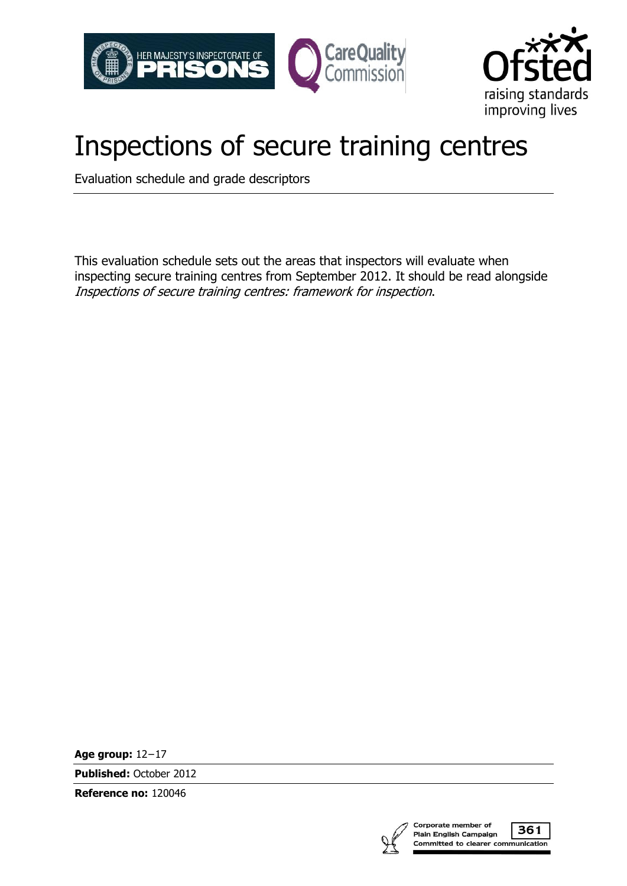# Inspections of secure training centres

Evaluation schedule and grade descriptors

This evaluation schedule sets out the areas that inspectors will evaluate when inspecting secure training centres from September 2012. It should be read alongside *Inspections of secure training centres: framework for inspection*.

**Age group:** 12–17

**Published:** October 2012

**Reference no:** 120046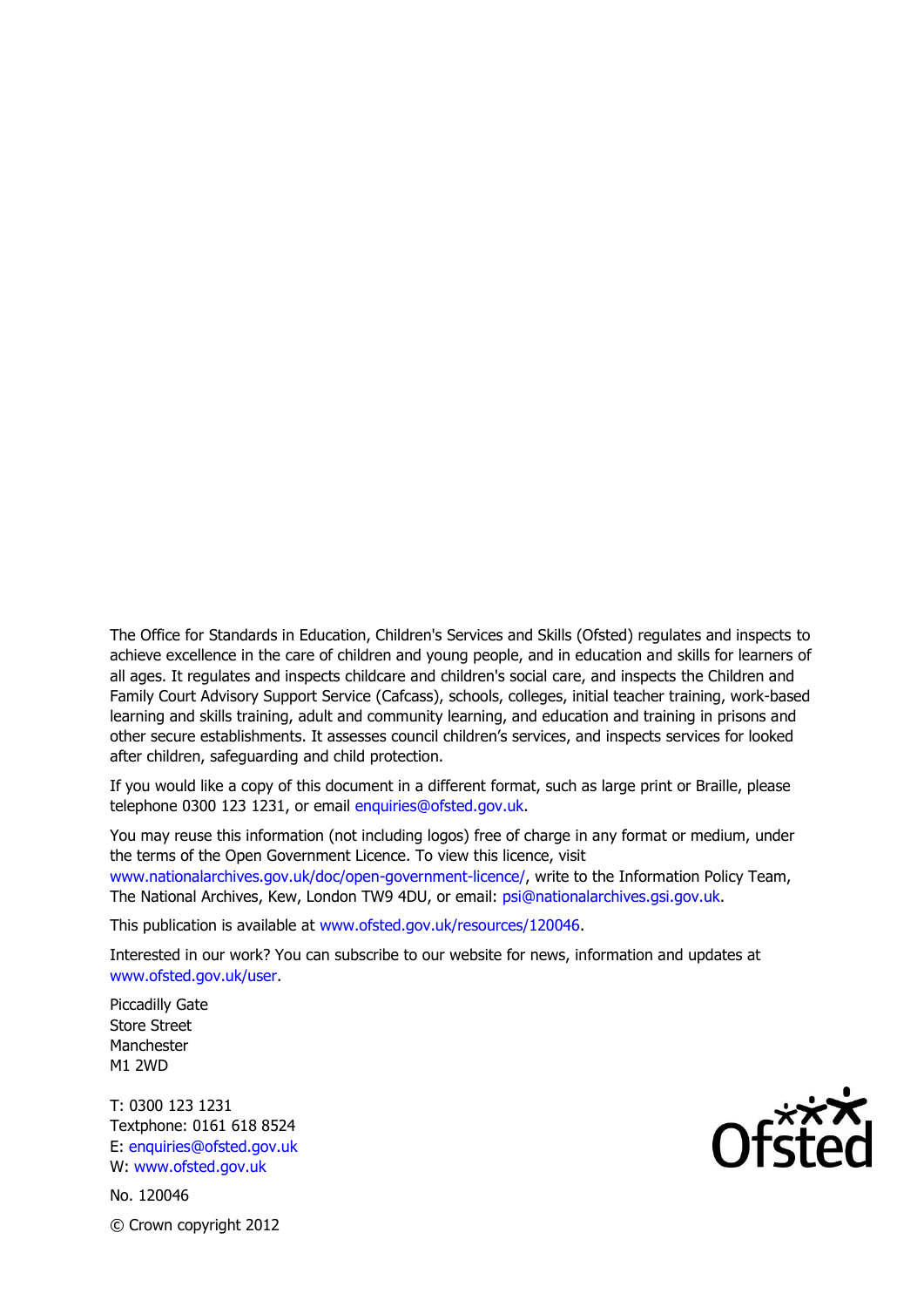The Office for Standards in Education, Children's Services and Skills (Ofsted) regulates and inspects to achieve excellence in the care of children and young people, and in education and skills for learners of all ages. It regulates and inspects childcare and children's social care, and inspects the Children and Family Court Advisory Support Service (Cafcass), schools, colleges, initial teacher training, work-based learning and skills training, adult and community learning, and education and training in prisons and other secure establishments. It assesses council children's services, and inspects services for looked after children, safeguarding and child protection.

If you would like a copy of this document in a different format, such as large print or Braille, please telephone 0300 123 1231, or email enquiries@ofsted.gov.uk.

You may reuse this information (not including logos) free of charge in any format or medium, under the terms of the Open Government Licence. To view this licence, visit www.nationalarchives.gov.uk/doc/open-government-licence/, write to the Information Policy Team, The National Archives, Kew, London TW9 4DU, or email: psi@nationalarchives.gsi.gov.uk.

This publication is available at www.ofsted.gov.uk/resources/120046.

Interested in our work? You can subscribe to our website for news, information and updates at www.ofsted.gov.uk/user.

Piccadilly Gate
Store Street
Manchester
M1 2WD

T: 0300 123 1231
Textphone: 0161 618 8524
E: enquiries@ofsted.gov.uk
W: www.ofsted.gov.uk

No. 120046

© Crown copyright 2012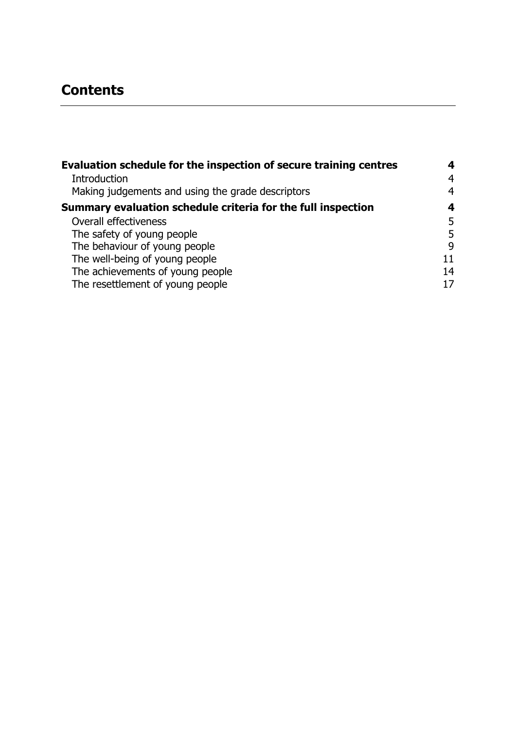# Contents

| | |
|---|---|
| **Evaluation schedule for the inspection of secure training centres** | **4** |
| Introduction | 4 |
| Making judgements and using the grade descriptors | 4 |
| **Summary evaluation schedule criteria for the full inspection** | **4** |
| Overall effectiveness | 5 |
| The safety of young people | 5 |
| The behaviour of young people | 9 |
| The well-being of young people | 11 |
| The achievements of young people | 14 |
| The resettlement of young people | 17 |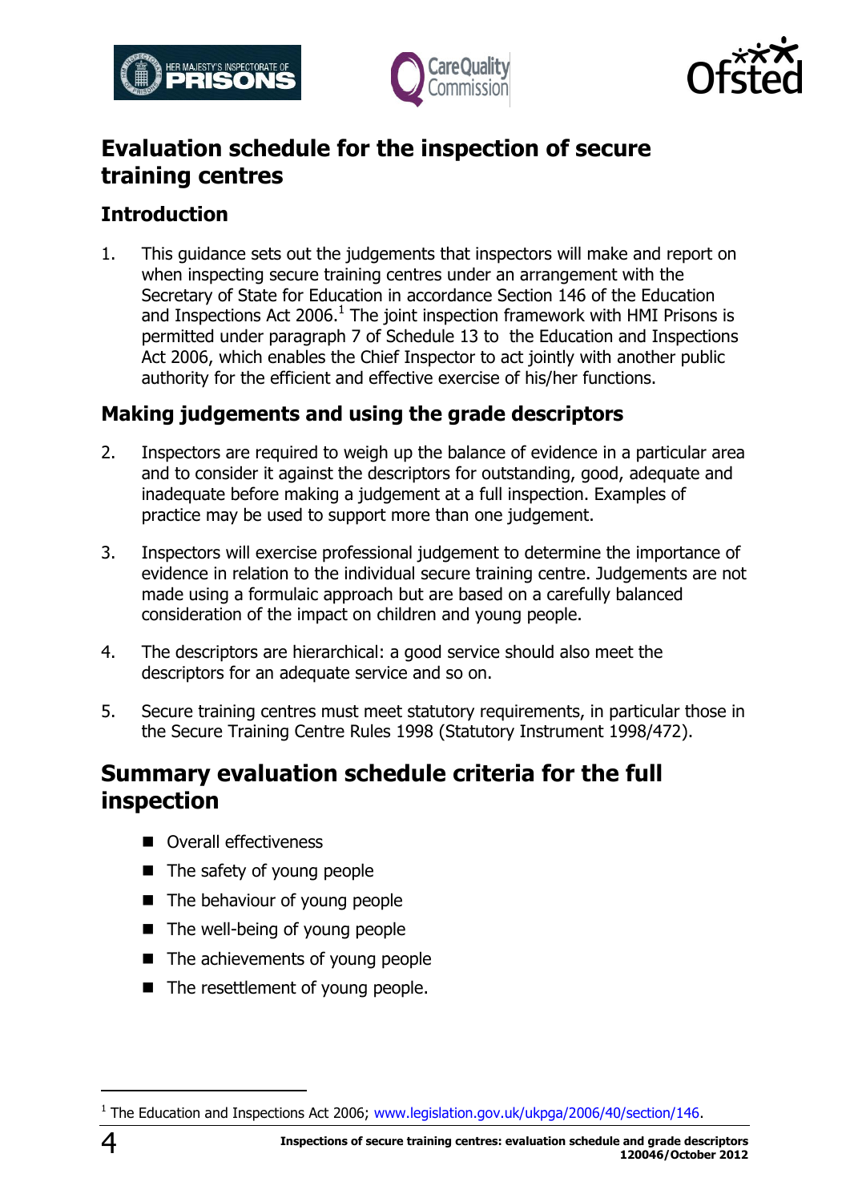# Evaluation schedule for the inspection of secure training centres

## Introduction

1. This guidance sets out the judgements that inspectors will make and report on when inspecting secure training centres under an arrangement with the Secretary of State for Education in accordance Section 146 of the Education and Inspections Act 2006.[1] The joint inspection framework with HMI Prisons is permitted under paragraph 7 of Schedule 13 to the Education and Inspections Act 2006, which enables the Chief Inspector to act jointly with another public authority for the efficient and effective exercise of his/her functions.

## Making judgements and using the grade descriptors

2. Inspectors are required to weigh up the balance of evidence in a particular area and to consider it against the descriptors for outstanding, good, adequate and inadequate before making a judgement at a full inspection. Examples of practice may be used to support more than one judgement.

3. Inspectors will exercise professional judgement to determine the importance of evidence in relation to the individual secure training centre. Judgements are not made using a formulaic approach but are based on a carefully balanced consideration of the impact on children and young people.

4. The descriptors are hierarchical: a good service should also meet the descriptors for an adequate service and so on.

5. Secure training centres must meet statutory requirements, in particular those in the Secure Training Centre Rules 1998 (Statutory Instrument 1998/472).

# Summary evaluation schedule criteria for the full inspection

- Overall effectiveness
- The safety of young people
- The behaviour of young people
- The well-being of young people
- The achievements of young people
- The resettlement of young people.

---

[1] The Education and Inspections Act 2006; www.legislation.gov.uk/ukpga/2006/40/section/146.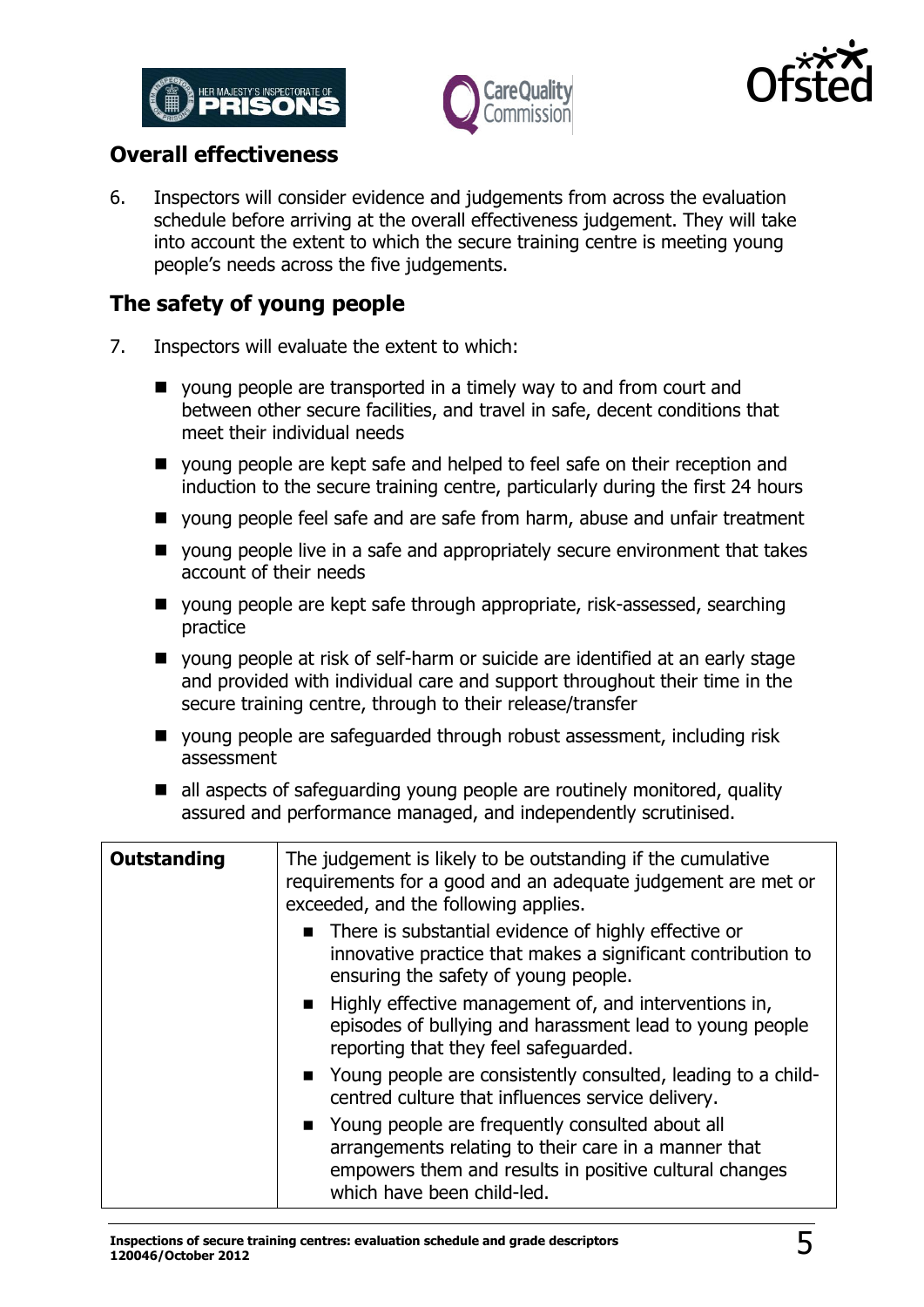## Overall effectiveness

6. Inspectors will consider evidence and judgements from across the evaluation schedule before arriving at the overall effectiveness judgement. They will take into account the extent to which the secure training centre is meeting young people's needs across the five judgements.

## The safety of young people

7. Inspectors will evaluate the extent to which:

   - young people are transported in a timely way to and from court and between other secure facilities, and travel in safe, decent conditions that meet their individual needs
   - young people are kept safe and helped to feel safe on their reception and induction to the secure training centre, particularly during the first 24 hours
   - young people feel safe and are safe from harm, abuse and unfair treatment
   - young people live in a safe and appropriately secure environment that takes account of their needs
   - young people are kept safe through appropriate, risk-assessed, searching practice
   - young people at risk of self-harm or suicide are identified at an early stage and provided with individual care and support throughout their time in the secure training centre, through to their release/transfer
   - young people are safeguarded through robust assessment, including risk assessment
   - all aspects of safeguarding young people are routinely monitored, quality assured and performance managed, and independently scrutinised.

| | |
|---|---|
| **Outstanding** | The judgement is likely to be outstanding if the cumulative requirements for a good and an adequate judgement are met or exceeded, and the following applies.<br>■ There is substantial evidence of highly effective or innovative practice that makes a significant contribution to ensuring the safety of young people.<br>■ Highly effective management of, and interventions in, episodes of bullying and harassment lead to young people reporting that they feel safeguarded.<br>■ Young people are consistently consulted, leading to a child-centred culture that influences service delivery.<br>■ Young people are frequently consulted about all arrangements relating to their care in a manner that empowers them and results in positive cultural changes which have been child-led. |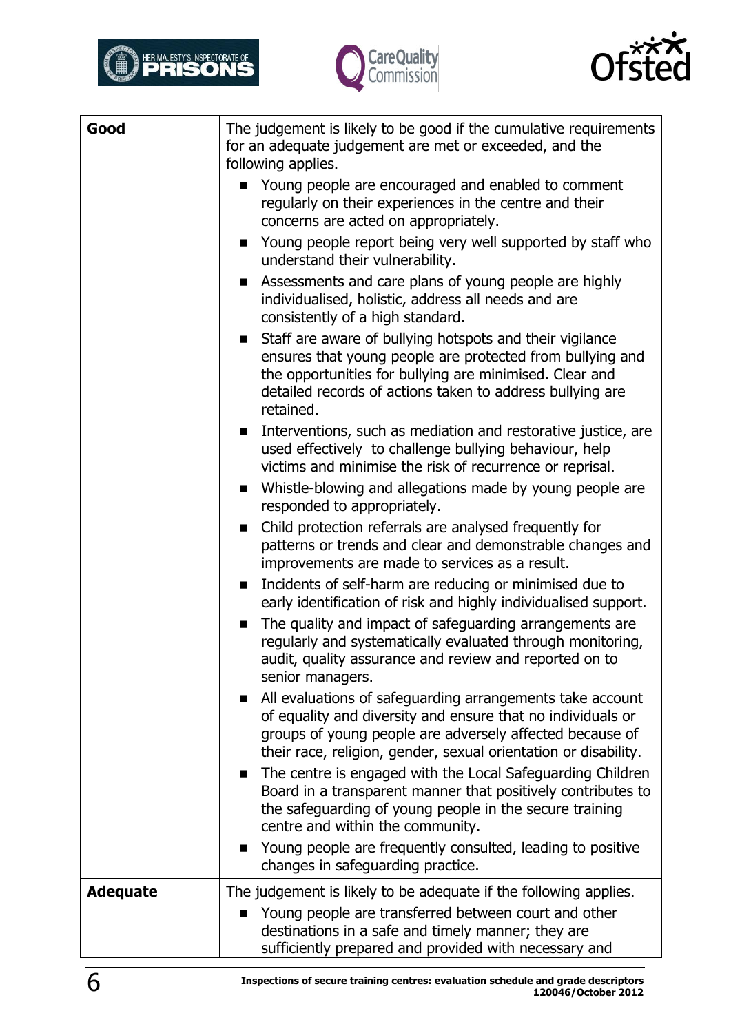| | |
|---|---|
| **Good** | The judgement is likely to be good if the cumulative requirements for an adequate judgement are met or exceeded, and the following applies.<br>■ Young people are encouraged and enabled to comment regularly on their experiences in the centre and their concerns are acted on appropriately.<br>■ Young people report being very well supported by staff who understand their vulnerability.<br>■ Assessments and care plans of young people are highly individualised, holistic, address all needs and are consistently of a high standard.<br>■ Staff are aware of bullying hotspots and their vigilance ensures that young people are protected from bullying and the opportunities for bullying are minimised. Clear and detailed records of actions taken to address bullying are retained.<br>■ Interventions, such as mediation and restorative justice, are used effectively to challenge bullying behaviour, help victims and minimise the risk of recurrence or reprisal.<br>■ Whistle-blowing and allegations made by young people are responded to appropriately.<br>■ Child protection referrals are analysed frequently for patterns or trends and clear and demonstrable changes and improvements are made to services as a result.<br>■ Incidents of self-harm are reducing or minimised due to early identification of risk and highly individualised support.<br>■ The quality and impact of safeguarding arrangements are regularly and systematically evaluated through monitoring, audit, quality assurance and review and reported on to senior managers.<br>■ All evaluations of safeguarding arrangements take account of equality and diversity and ensure that no individuals or groups of young people are adversely affected because of their race, religion, gender, sexual orientation or disability.<br>■ The centre is engaged with the Local Safeguarding Children Board in a transparent manner that positively contributes to the safeguarding of young people in the secure training centre and within the community.<br>■ Young people are frequently consulted, leading to positive changes in safeguarding practice. |
| **Adequate** | The judgement is likely to be adequate if the following applies.<br>■ Young people are transferred between court and other destinations in a safe and timely manner; they are sufficiently prepared and provided with necessary and |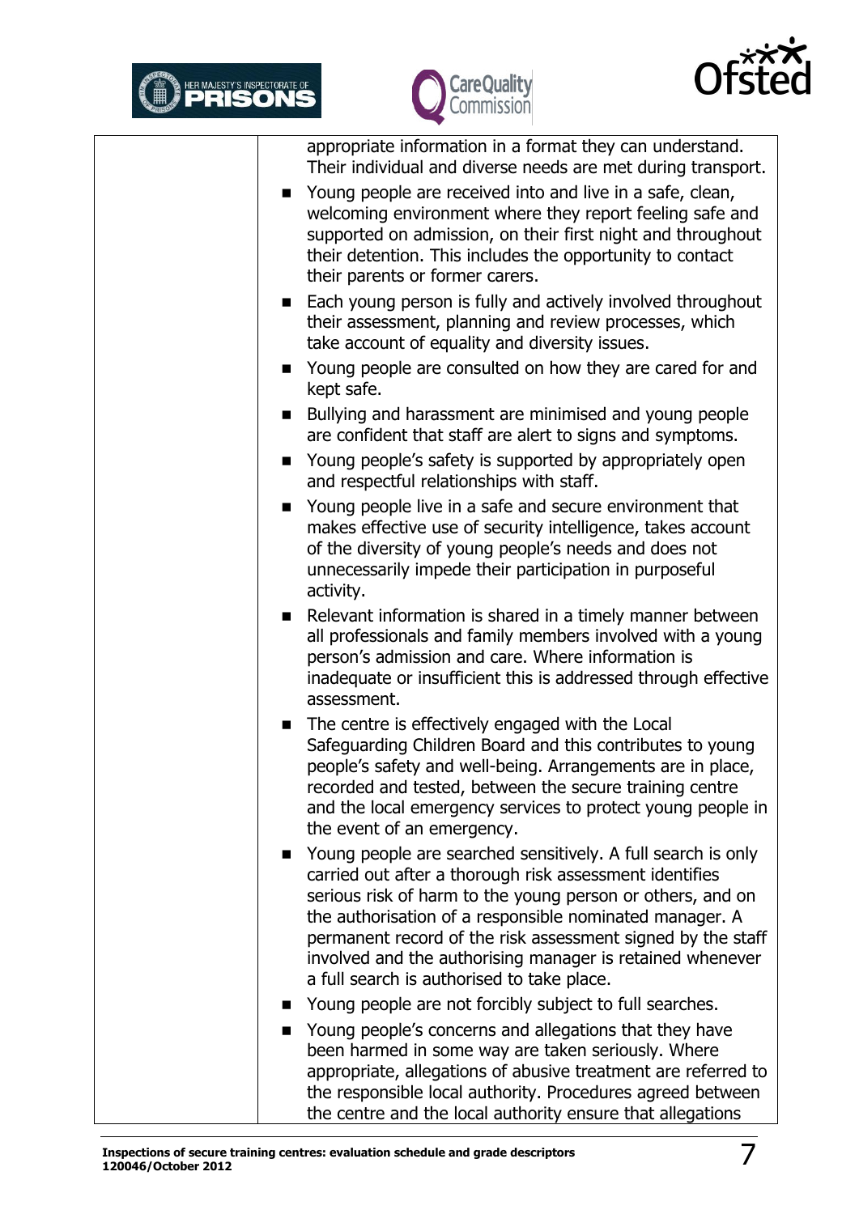| | |
|---|---|
| | appropriate information in a format they can understand. Their individual and diverse needs are met during transport.<br>■ Young people are received into and live in a safe, clean, welcoming environment where they report feeling safe and supported on admission, on their first night and throughout their detention. This includes the opportunity to contact their parents or former carers.<br>■ Each young person is fully and actively involved throughout their assessment, planning and review processes, which take account of equality and diversity issues.<br>■ Young people are consulted on how they are cared for and kept safe.<br>■ Bullying and harassment are minimised and young people are confident that staff are alert to signs and symptoms.<br>■ Young people's safety is supported by appropriately open and respectful relationships with staff.<br>■ Young people live in a safe and secure environment that makes effective use of security intelligence, takes account of the diversity of young people's needs and does not unnecessarily impede their participation in purposeful activity.<br>■ Relevant information is shared in a timely manner between all professionals and family members involved with a young person's admission and care. Where information is inadequate or insufficient this is addressed through effective assessment.<br>■ The centre is effectively engaged with the Local Safeguarding Children Board and this contributes to young people's safety and well-being. Arrangements are in place, recorded and tested, between the secure training centre and the local emergency services to protect young people in the event of an emergency.<br>■ Young people are searched sensitively. A full search is only carried out after a thorough risk assessment identifies serious risk of harm to the young person or others, and on the authorisation of a responsible nominated manager. A permanent record of the risk assessment signed by the staff involved and the authorising manager is retained whenever a full search is authorised to take place.<br>■ Young people are not forcibly subject to full searches.<br>■ Young people's concerns and allegations that they have been harmed in some way are taken seriously. Where appropriate, allegations of abusive treatment are referred to the responsible local authority. Procedures agreed between the centre and the local authority ensure that allegations |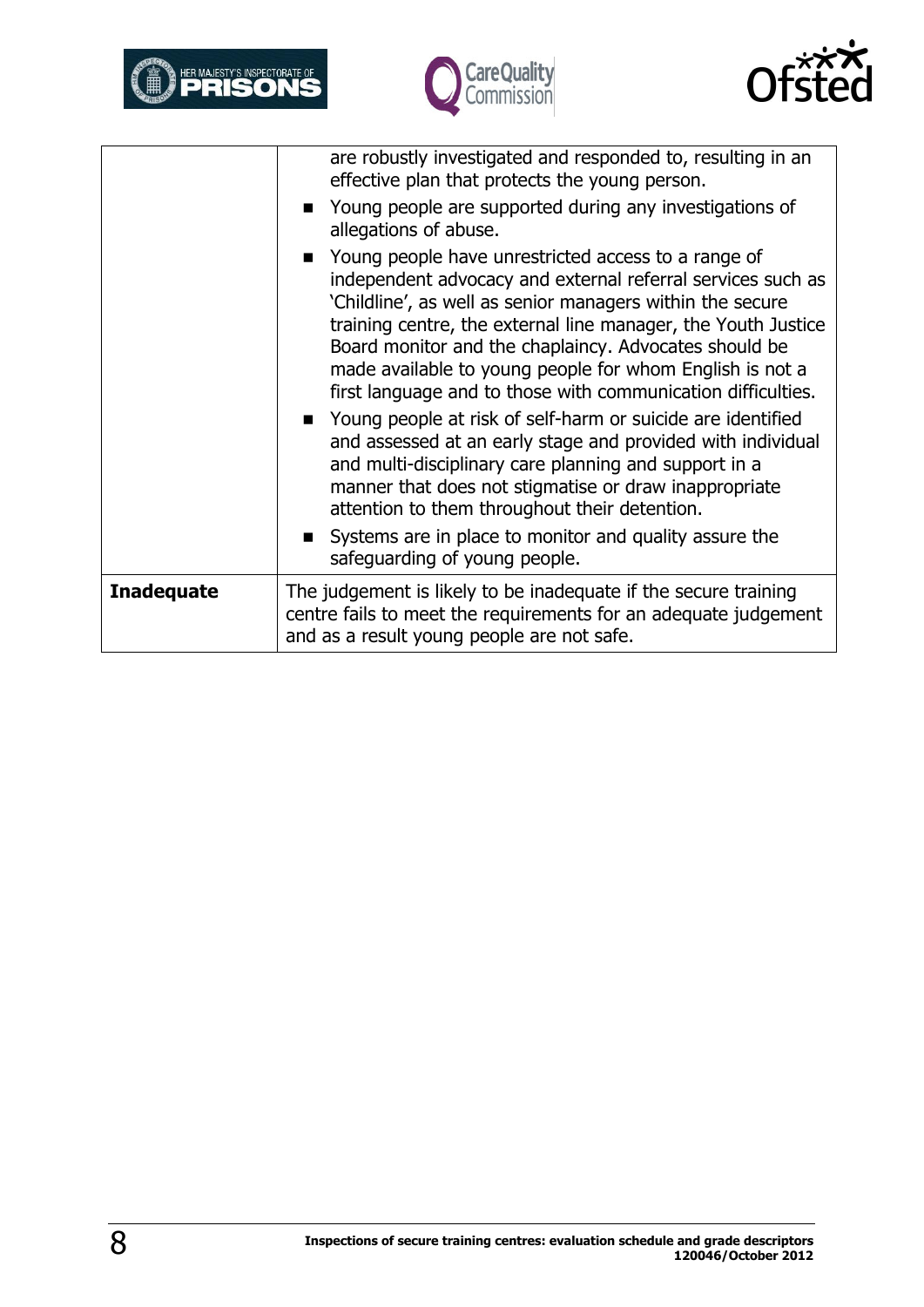| | |
|---|---|
| | are robustly investigated and responded to, resulting in an effective plan that protects the young person.<br>■ Young people are supported during any investigations of allegations of abuse.<br>■ Young people have unrestricted access to a range of independent advocacy and external referral services such as 'Childline', as well as senior managers within the secure training centre, the external line manager, the Youth Justice Board monitor and the chaplaincy. Advocates should be made available to young people for whom English is not a first language and to those with communication difficulties.<br>■ Young people at risk of self-harm or suicide are identified and assessed at an early stage and provided with individual and multi-disciplinary care planning and support in a manner that does not stigmatise or draw inappropriate attention to them throughout their detention.<br>■ Systems are in place to monitor and quality assure the safeguarding of young people. |
| **Inadequate** | The judgement is likely to be inadequate if the secure training centre fails to meet the requirements for an adequate judgement and as a result young people are not safe. |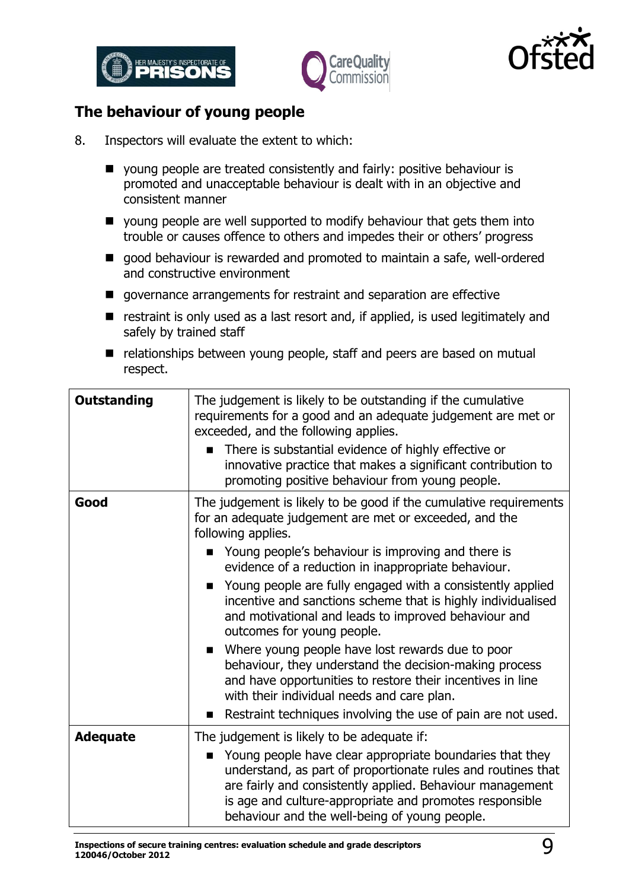## The behaviour of young people

8. Inspectors will evaluate the extent to which:

   - young people are treated consistently and fairly: positive behaviour is promoted and unacceptable behaviour is dealt with in an objective and consistent manner
   - young people are well supported to modify behaviour that gets them into trouble or causes offence to others and impedes their or others' progress
   - good behaviour is rewarded and promoted to maintain a safe, well-ordered and constructive environment
   - governance arrangements for restraint and separation are effective
   - restraint is only used as a last resort and, if applied, is used legitimately and safely by trained staff
   - relationships between young people, staff and peers are based on mutual respect.

| **Outstanding** | The judgement is likely to be outstanding if the cumulative requirements for a good and an adequate judgement are met or exceeded, and the following applies.<br>■ There is substantial evidence of highly effective or innovative practice that makes a significant contribution to promoting positive behaviour from young people. |
|---|---|
| **Good** | The judgement is likely to be good if the cumulative requirements for an adequate judgement are met or exceeded, and the following applies.<br>■ Young people's behaviour is improving and there is evidence of a reduction in inappropriate behaviour.<br>■ Young people are fully engaged with a consistently applied incentive and sanctions scheme that is highly individualised and motivational and leads to improved behaviour and outcomes for young people.<br>■ Where young people have lost rewards due to poor behaviour, they understand the decision-making process and have opportunities to restore their incentives in line with their individual needs and care plan.<br>■ Restraint techniques involving the use of pain are not used. |
| **Adequate** | The judgement is likely to be adequate if:<br>■ Young people have clear appropriate boundaries that they understand, as part of proportionate rules and routines that are fairly and consistently applied. Behaviour management is age and culture-appropriate and promotes responsible behaviour and the well-being of young people. |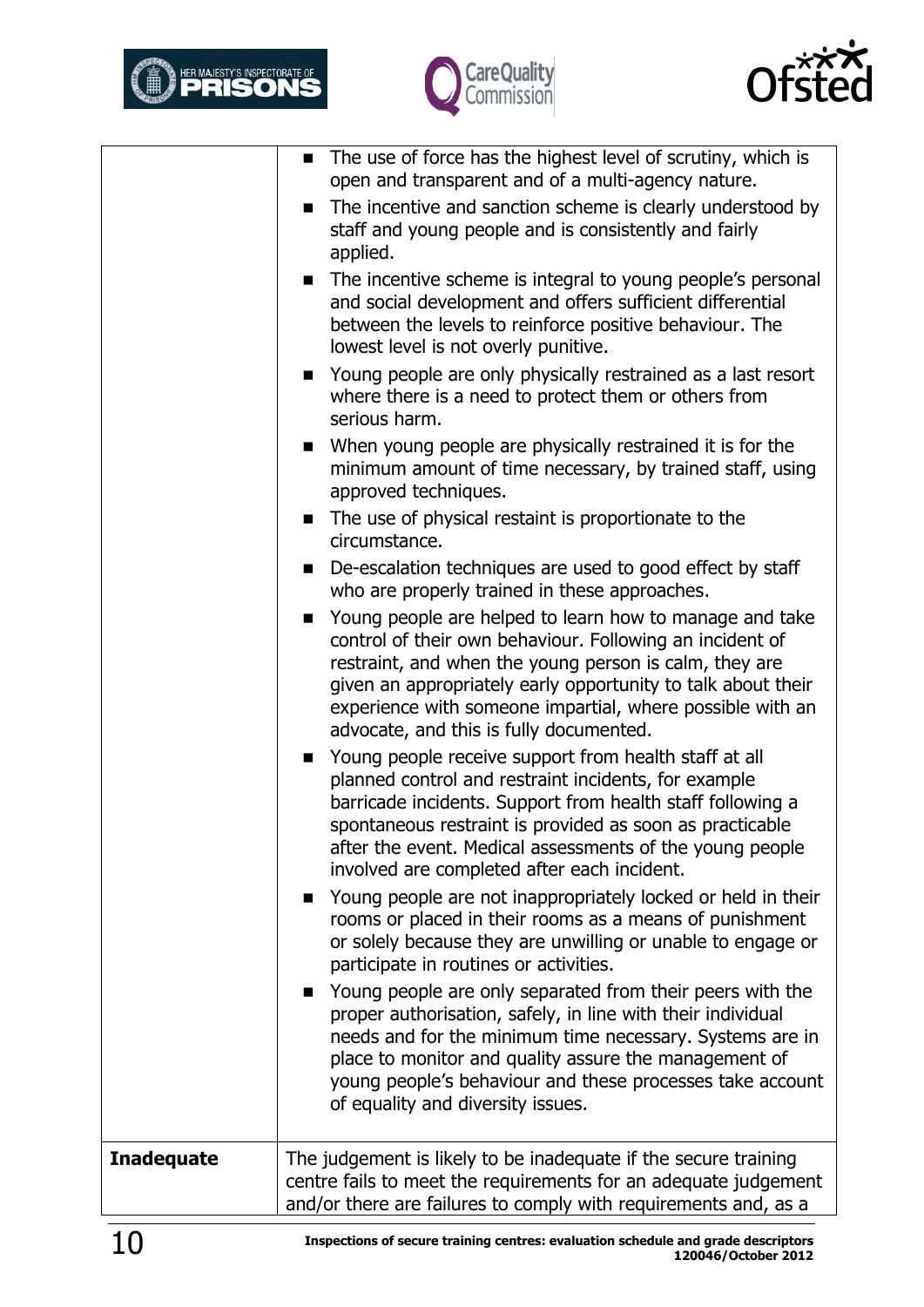| | |
|---|---|
| | ■ The use of force has the highest level of scrutiny, which is open and transparent and of a multi-agency nature.<br>■ The incentive and sanction scheme is clearly understood by staff and young people and is consistently and fairly applied.<br>■ The incentive scheme is integral to young people's personal and social development and offers sufficient differential between the levels to reinforce positive behaviour. The lowest level is not overly punitive.<br>■ Young people are only physically restrained as a last resort where there is a need to protect them or others from serious harm.<br>■ When young people are physically restrained it is for the minimum amount of time necessary, by trained staff, using approved techniques.<br>■ The use of physical restaint is proportionate to the circumstance.<br>■ De-escalation techniques are used to good effect by staff who are properly trained in these approaches.<br>■ Young people are helped to learn how to manage and take control of their own behaviour. Following an incident of restraint, and when the young person is calm, they are given an appropriately early opportunity to talk about their experience with someone impartial, where possible with an advocate, and this is fully documented.<br>■ Young people receive support from health staff at all planned control and restraint incidents, for example barricade incidents. Support from health staff following a spontaneous restraint is provided as soon as practicable after the event. Medical assessments of the young people involved are completed after each incident.<br>■ Young people are not inappropriately locked or held in their rooms or placed in their rooms as a means of punishment or solely because they are unwilling or unable to engage or participate in routines or activities.<br>■ Young people are only separated from their peers with the proper authorisation, safely, in line with their individual needs and for the minimum time necessary. Systems are in place to monitor and quality assure the management of young people's behaviour and these processes take account of equality and diversity issues. |
| **Inadequate** | The judgement is likely to be inadequate if the secure training centre fails to meet the requirements for an adequate judgement and/or there are failures to comply with requirements and, as a |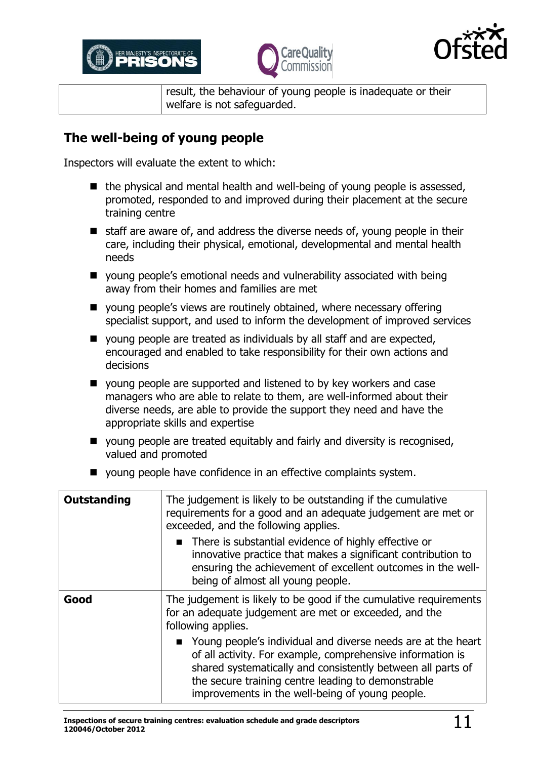|  | result, the behaviour of young people is inadequate or their welfare is not safeguarded. |
|---|---|

## The well-being of young people

Inspectors will evaluate the extent to which:

- the physical and mental health and well-being of young people is assessed, promoted, responded to and improved during their placement at the secure training centre
- staff are aware of, and address the diverse needs of, young people in their care, including their physical, emotional, developmental and mental health needs
- young people's emotional needs and vulnerability associated with being away from their homes and families are met
- young people's views are routinely obtained, where necessary offering specialist support, and used to inform the development of improved services
- young people are treated as individuals by all staff and are expected, encouraged and enabled to take responsibility for their own actions and decisions
- young people are supported and listened to by key workers and case managers who are able to relate to them, are well-informed about their diverse needs, are able to provide the support they need and have the appropriate skills and expertise
- young people are treated equitably and fairly and diversity is recognised, valued and promoted
- young people have confidence in an effective complaints system.

| **Outstanding** | The judgement is likely to be outstanding if the cumulative requirements for a good and an adequate judgement are met or exceeded, and the following applies.<br>- There is substantial evidence of highly effective or innovative practice that makes a significant contribution to ensuring the achievement of excellent outcomes in the well-being of almost all young people. |
|---|---|
| **Good** | The judgement is likely to be good if the cumulative requirements for an adequate judgement are met or exceeded, and the following applies.<br>- Young people's individual and diverse needs are at the heart of all activity. For example, comprehensive information is shared systematically and consistently between all parts of the secure training centre leading to demonstrable improvements in the well-being of young people. |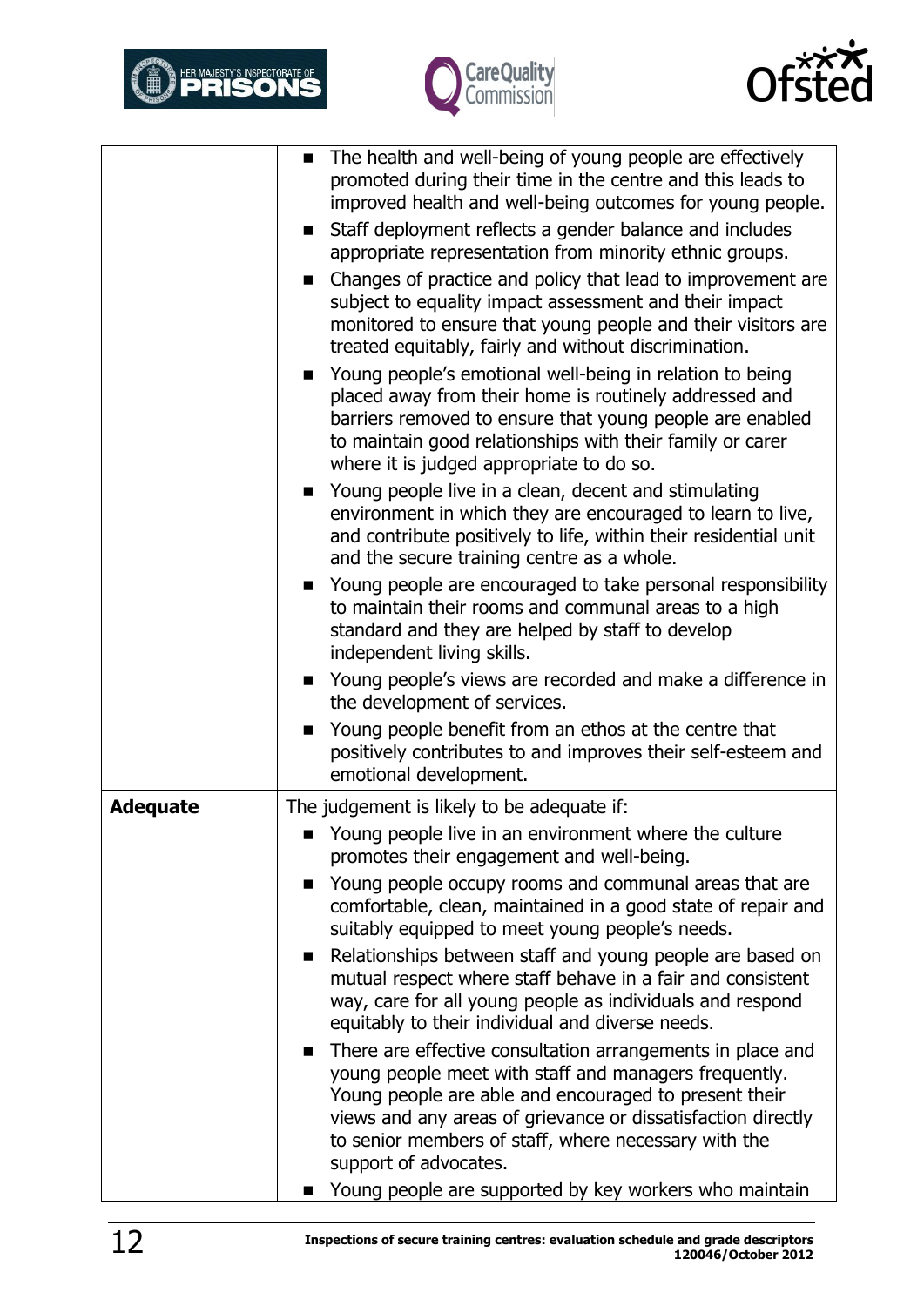| | |
|---|---|
| | ■ The health and well-being of young people are effectively promoted during their time in the centre and this leads to improved health and well-being outcomes for young people.<br>■ Staff deployment reflects a gender balance and includes appropriate representation from minority ethnic groups.<br>■ Changes of practice and policy that lead to improvement are subject to equality impact assessment and their impact monitored to ensure that young people and their visitors are treated equitably, fairly and without discrimination.<br>■ Young people's emotional well-being in relation to being placed away from their home is routinely addressed and barriers removed to ensure that young people are enabled to maintain good relationships with their family or carer where it is judged appropriate to do so.<br>■ Young people live in a clean, decent and stimulating environment in which they are encouraged to learn to live, and contribute positively to life, within their residential unit and the secure training centre as a whole.<br>■ Young people are encouraged to take personal responsibility to maintain their rooms and communal areas to a high standard and they are helped by staff to develop independent living skills.<br>■ Young people's views are recorded and make a difference in the development of services.<br>■ Young people benefit from an ethos at the centre that positively contributes to and improves their self-esteem and emotional development. |
| **Adequate** | The judgement is likely to be adequate if:<br>■ Young people live in an environment where the culture promotes their engagement and well-being.<br>■ Young people occupy rooms and communal areas that are comfortable, clean, maintained in a good state of repair and suitably equipped to meet young people's needs.<br>■ Relationships between staff and young people are based on mutual respect where staff behave in a fair and consistent way, care for all young people as individuals and respond equitably to their individual and diverse needs.<br>■ There are effective consultation arrangements in place and young people meet with staff and managers frequently. Young people are able and encouraged to present their views and any areas of grievance or dissatisfaction directly to senior members of staff, where necessary with the support of advocates.<br>■ Young people are supported by key workers who maintain |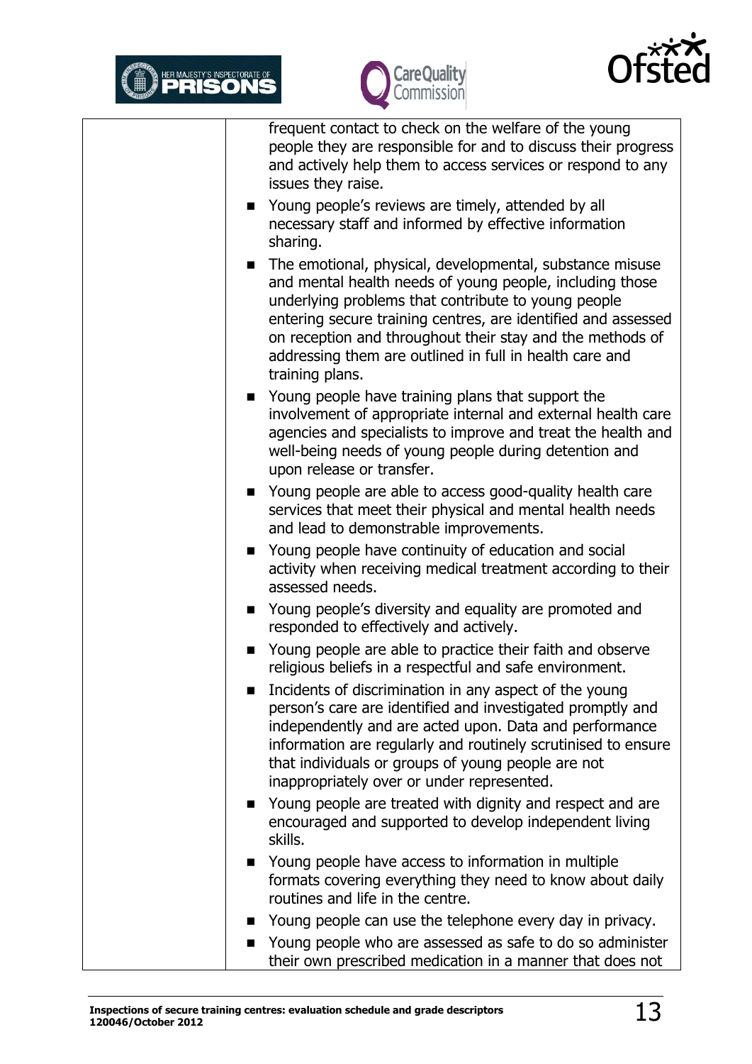| | |
|---|---|
| | frequent contact to check on the welfare of the young people they are responsible for and to discuss their progress and actively help them to access services or respond to any issues they raise.<br>■ Young people's reviews are timely, attended by all necessary staff and informed by effective information sharing.<br>■ The emotional, physical, developmental, substance misuse and mental health needs of young people, including those underlying problems that contribute to young people entering secure training centres, are identified and assessed on reception and throughout their stay and the methods of addressing them are outlined in full in health care and training plans.<br>■ Young people have training plans that support the involvement of appropriate internal and external health care agencies and specialists to improve and treat the health and well-being needs of young people during detention and upon release or transfer.<br>■ Young people are able to access good-quality health care services that meet their physical and mental health needs and lead to demonstrable improvements.<br>■ Young people have continuity of education and social activity when receiving medical treatment according to their assessed needs.<br>■ Young people's diversity and equality are promoted and responded to effectively and actively.<br>■ Young people are able to practice their faith and observe religious beliefs in a respectful and safe environment.<br>■ Incidents of discrimination in any aspect of the young person's care are identified and investigated promptly and independently and are acted upon. Data and performance information are regularly and routinely scrutinised to ensure that individuals or groups of young people are not inappropriately over or under represented.<br>■ Young people are treated with dignity and respect and are encouraged and supported to develop independent living skills.<br>■ Young people have access to information in multiple formats covering everything they need to know about daily routines and life in the centre.<br>■ Young people can use the telephone every day in privacy.<br>■ Young people who are assessed as safe to do so administer their own prescribed medication in a manner that does not |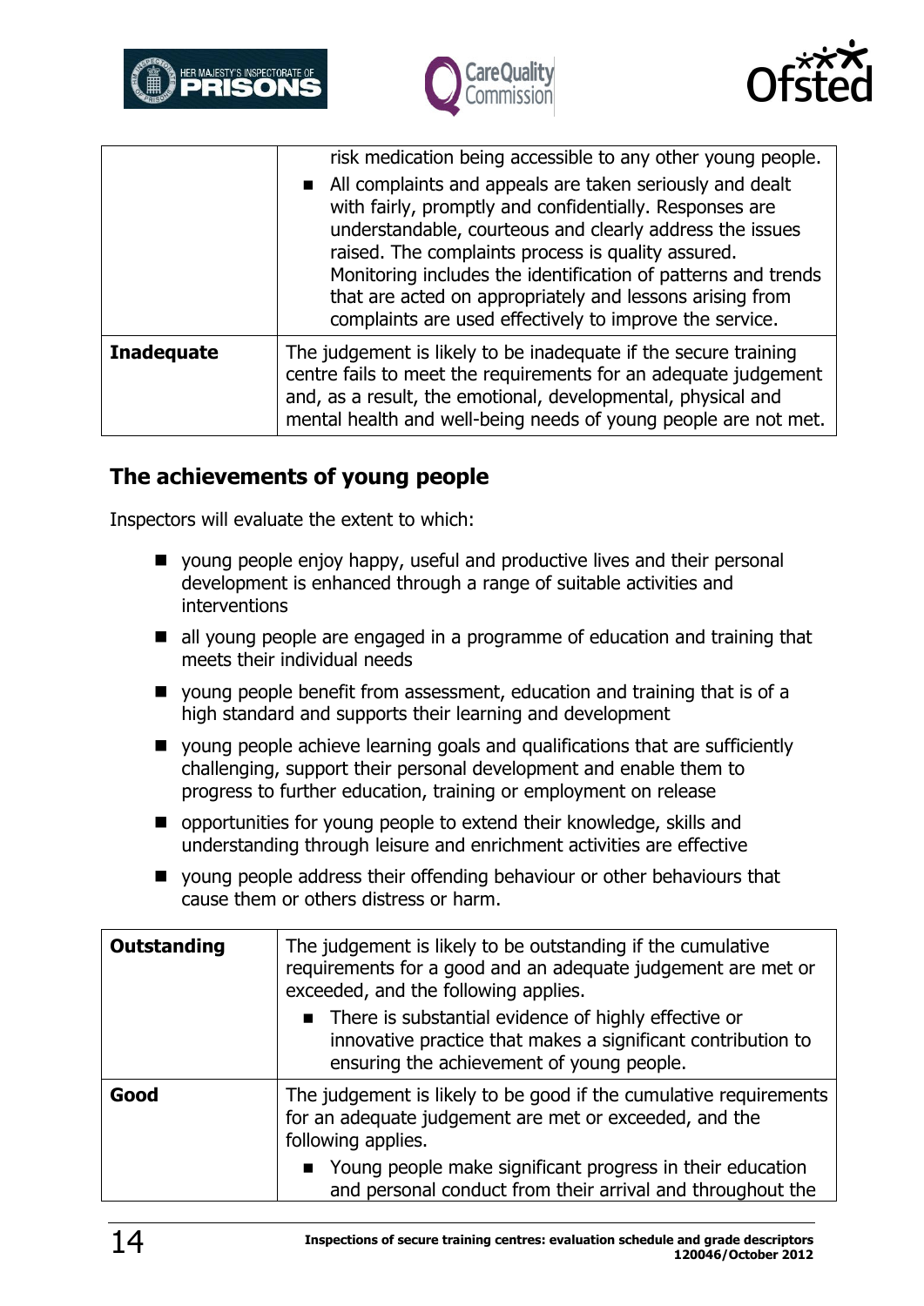| | |
|---|---|
| | risk medication being accessible to any other young people.<br>■ All complaints and appeals are taken seriously and dealt with fairly, promptly and confidentially. Responses are understandable, courteous and clearly address the issues raised. The complaints process is quality assured. Monitoring includes the identification of patterns and trends that are acted on appropriately and lessons arising from complaints are used effectively to improve the service. |
| **Inadequate** | The judgement is likely to be inadequate if the secure training centre fails to meet the requirements for an adequate judgement and, as a result, the emotional, developmental, physical and mental health and well-being needs of young people are not met. |

## The achievements of young people

Inspectors will evaluate the extent to which:

- young people enjoy happy, useful and productive lives and their personal development is enhanced through a range of suitable activities and interventions
- all young people are engaged in a programme of education and training that meets their individual needs
- young people benefit from assessment, education and training that is of a high standard and supports their learning and development
- young people achieve learning goals and qualifications that are sufficiently challenging, support their personal development and enable them to progress to further education, training or employment on release
- opportunities for young people to extend their knowledge, skills and understanding through leisure and enrichment activities are effective
- young people address their offending behaviour or other behaviours that cause them or others distress or harm.

| | |
|---|---|
| **Outstanding** | The judgement is likely to be outstanding if the cumulative requirements for a good and an adequate judgement are met or exceeded, and the following applies.<br>■ There is substantial evidence of highly effective or innovative practice that makes a significant contribution to ensuring the achievement of young people. |
| **Good** | The judgement is likely to be good if the cumulative requirements for an adequate judgement are met or exceeded, and the following applies.<br>■ Young people make significant progress in their education and personal conduct from their arrival and throughout the |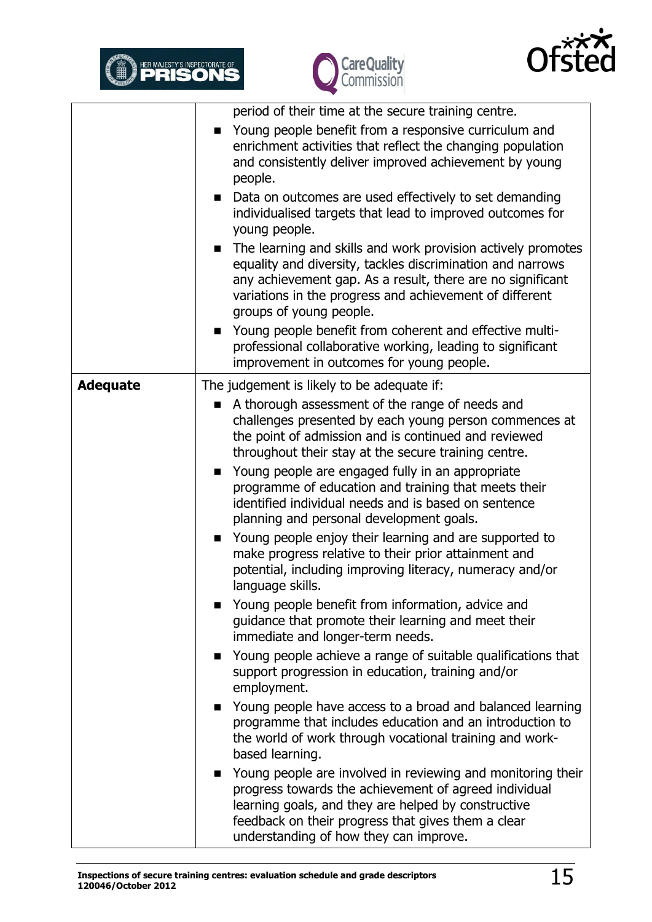| | |
|---|---|
| | period of their time at the secure training centre.<br>■ Young people benefit from a responsive curriculum and enrichment activities that reflect the changing population and consistently deliver improved achievement by young people.<br>■ Data on outcomes are used effectively to set demanding individualised targets that lead to improved outcomes for young people.<br>■ The learning and skills and work provision actively promotes equality and diversity, tackles discrimination and narrows any achievement gap. As a result, there are no significant variations in the progress and achievement of different groups of young people.<br>■ Young people benefit from coherent and effective multi-professional collaborative working, leading to significant improvement in outcomes for young people. |
| **Adequate** | The judgement is likely to be adequate if:<br>■ A thorough assessment of the range of needs and challenges presented by each young person commences at the point of admission and is continued and reviewed throughout their stay at the secure training centre.<br>■ Young people are engaged fully in an appropriate programme of education and training that meets their identified individual needs and is based on sentence planning and personal development goals.<br>■ Young people enjoy their learning and are supported to make progress relative to their prior attainment and potential, including improving literacy, numeracy and/or language skills.<br>■ Young people benefit from information, advice and guidance that promote their learning and meet their immediate and longer-term needs.<br>■ Young people achieve a range of suitable qualifications that support progression in education, training and/or employment.<br>■ Young people have access to a broad and balanced learning programme that includes education and an introduction to the world of work through vocational training and work-based learning.<br>■ Young people are involved in reviewing and monitoring their progress towards the achievement of agreed individual learning goals, and they are helped by constructive feedback on their progress that gives them a clear understanding of how they can improve. |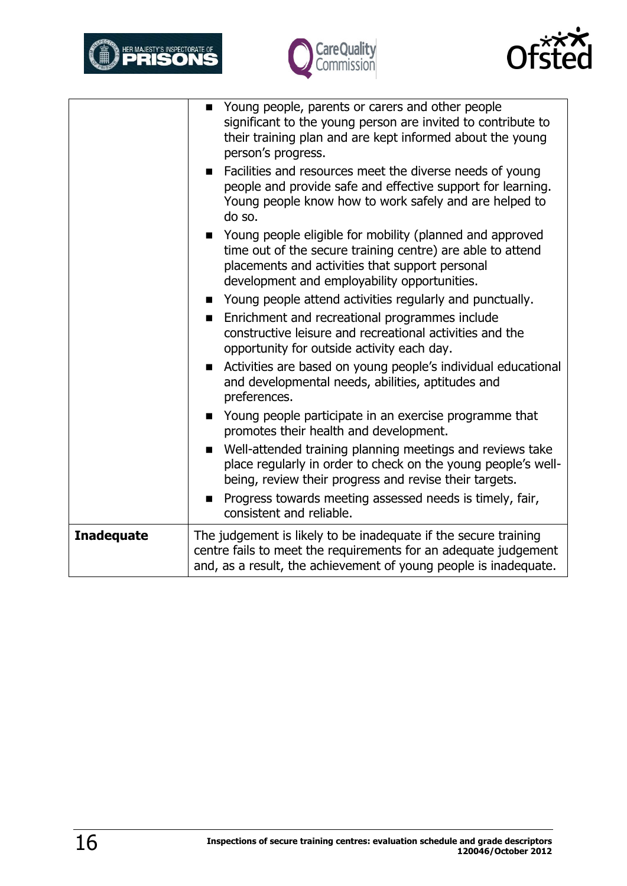| | |
|---|---|
| | ■ Young people, parents or carers and other people significant to the young person are invited to contribute to their training plan and are kept informed about the young person's progress.<br>■ Facilities and resources meet the diverse needs of young people and provide safe and effective support for learning. Young people know how to work safely and are helped to do so.<br>■ Young people eligible for mobility (planned and approved time out of the secure training centre) are able to attend placements and activities that support personal development and employability opportunities.<br>■ Young people attend activities regularly and punctually.<br>■ Enrichment and recreational programmes include constructive leisure and recreational activities and the opportunity for outside activity each day.<br>■ Activities are based on young people's individual educational and developmental needs, abilities, aptitudes and preferences.<br>■ Young people participate in an exercise programme that promotes their health and development.<br>■ Well-attended training planning meetings and reviews take place regularly in order to check on the young people's well-being, review their progress and revise their targets.<br>■ Progress towards meeting assessed needs is timely, fair, consistent and reliable. |
| **Inadequate** | The judgement is likely to be inadequate if the secure training centre fails to meet the requirements for an adequate judgement and, as a result, the achievement of young people is inadequate. |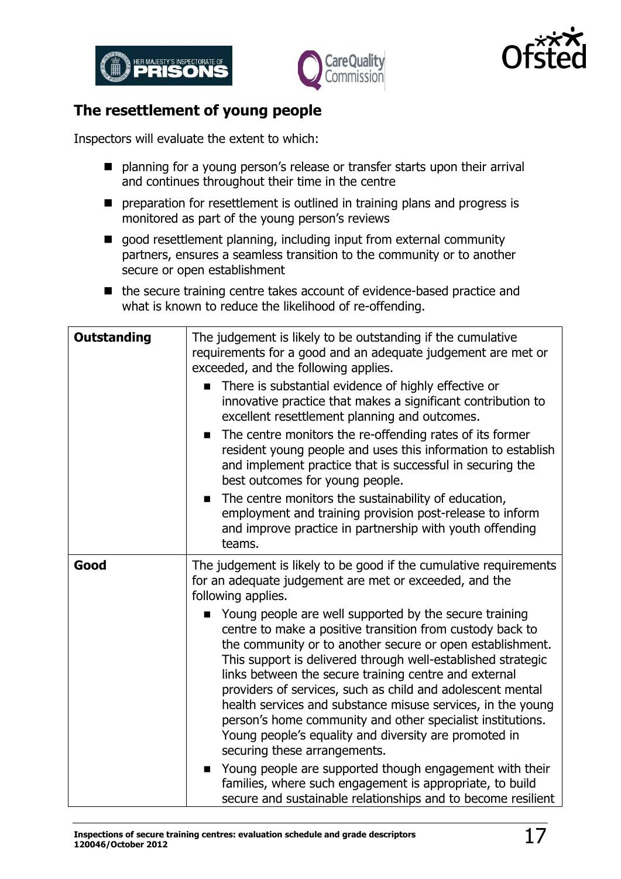## The resettlement of young people

Inspectors will evaluate the extent to which:

- planning for a young person's release or transfer starts upon their arrival and continues throughout their time in the centre
- preparation for resettlement is outlined in training plans and progress is monitored as part of the young person's reviews
- good resettlement planning, including input from external community partners, ensures a seamless transition to the community or to another secure or open establishment
- the secure training centre takes account of evidence-based practice and what is known to reduce the likelihood of re-offending.

| | |
|---|---|
| **Outstanding** | The judgement is likely to be outstanding if the cumulative requirements for a good and an adequate judgement are met or exceeded, and the following applies.<br>■ There is substantial evidence of highly effective or innovative practice that makes a significant contribution to excellent resettlement planning and outcomes.<br>■ The centre monitors the re-offending rates of its former resident young people and uses this information to establish and implement practice that is successful in securing the best outcomes for young people.<br>■ The centre monitors the sustainability of education, employment and training provision post-release to inform and improve practice in partnership with youth offending teams. |
| **Good** | The judgement is likely to be good if the cumulative requirements for an adequate judgement are met or exceeded, and the following applies.<br>■ Young people are well supported by the secure training centre to make a positive transition from custody back to the community or to another secure or open establishment. This support is delivered through well-established strategic links between the secure training centre and external providers of services, such as child and adolescent mental health services and substance misuse services, in the young person's home community and other specialist institutions. Young people's equality and diversity are promoted in securing these arrangements.<br>■ Young people are supported though engagement with their families, where such engagement is appropriate, to build secure and sustainable relationships and to become resilient |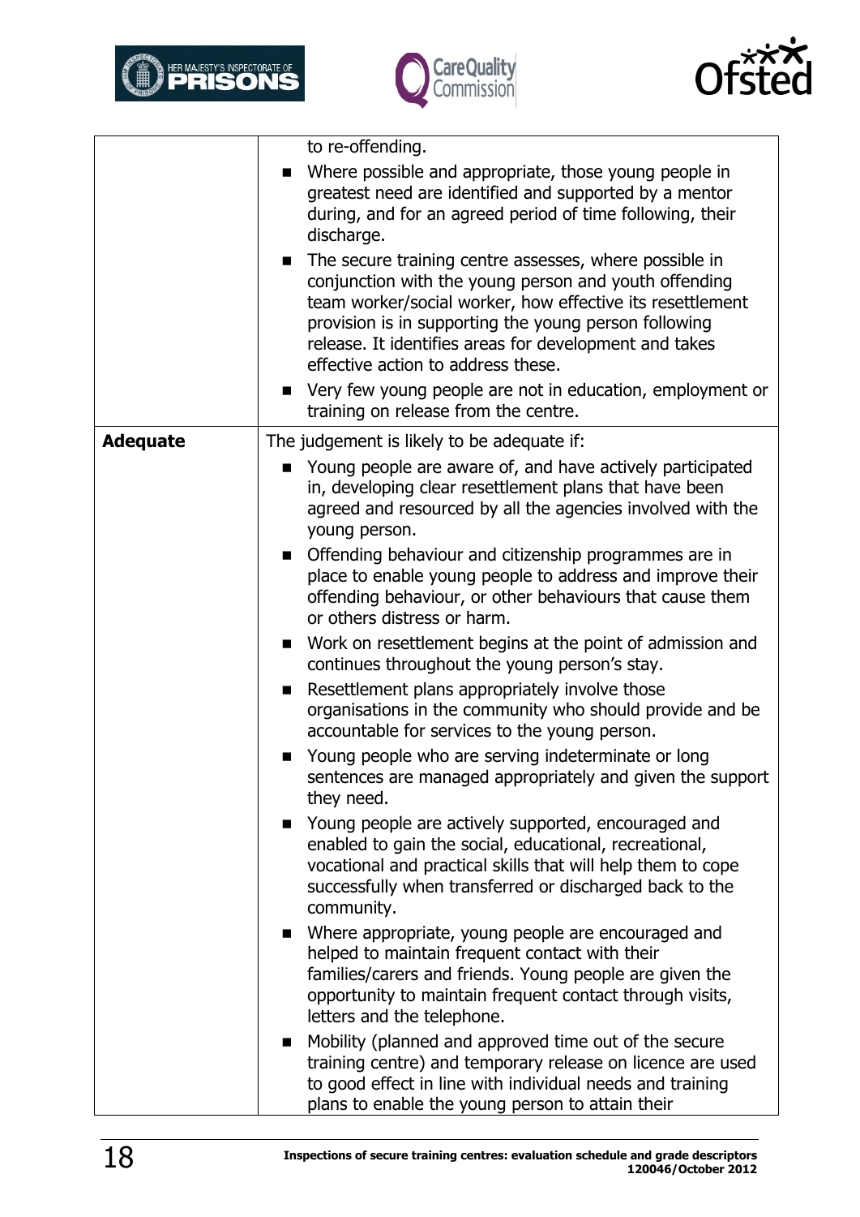| | |
|---|---|
| | to re-offending.<br>■ Where possible and appropriate, those young people in greatest need are identified and supported by a mentor during, and for an agreed period of time following, their discharge.<br>■ The secure training centre assesses, where possible in conjunction with the young person and youth offending team worker/social worker, how effective its resettlement provision is in supporting the young person following release. It identifies areas for development and takes effective action to address these.<br>■ Very few young people are not in education, employment or training on release from the centre. |
| **Adequate** | The judgement is likely to be adequate if:<br>■ Young people are aware of, and have actively participated in, developing clear resettlement plans that have been agreed and resourced by all the agencies involved with the young person.<br>■ Offending behaviour and citizenship programmes are in place to enable young people to address and improve their offending behaviour, or other behaviours that cause them or others distress or harm.<br>■ Work on resettlement begins at the point of admission and continues throughout the young person's stay.<br>■ Resettlement plans appropriately involve those organisations in the community who should provide and be accountable for services to the young person.<br>■ Young people who are serving indeterminate or long sentences are managed appropriately and given the support they need.<br>■ Young people are actively supported, encouraged and enabled to gain the social, educational, recreational, vocational and practical skills that will help them to cope successfully when transferred or discharged back to the community.<br>■ Where appropriate, young people are encouraged and helped to maintain frequent contact with their families/carers and friends. Young people are given the opportunity to maintain frequent contact through visits, letters and the telephone.<br>■ Mobility (planned and approved time out of the secure training centre) and temporary release on licence are used to good effect in line with individual needs and training plans to enable the young person to attain their |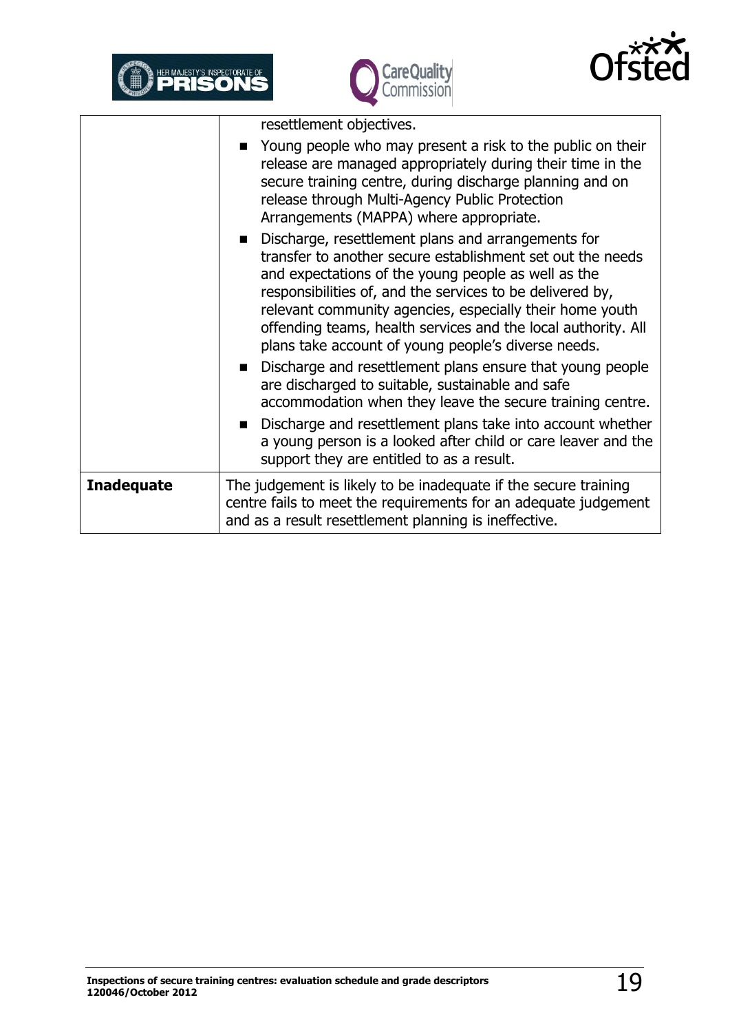| | |
|---|---|
| | resettlement objectives.<br>■ Young people who may present a risk to the public on their release are managed appropriately during their time in the secure training centre, during discharge planning and on release through Multi-Agency Public Protection Arrangements (MAPPA) where appropriate.<br>■ Discharge, resettlement plans and arrangements for transfer to another secure establishment set out the needs and expectations of the young people as well as the responsibilities of, and the services to be delivered by, relevant community agencies, especially their home youth offending teams, health services and the local authority. All plans take account of young people's diverse needs.<br>■ Discharge and resettlement plans ensure that young people are discharged to suitable, sustainable and safe accommodation when they leave the secure training centre.<br>■ Discharge and resettlement plans take into account whether a young person is a looked after child or care leaver and the support they are entitled to as a result. |
| **Inadequate** | The judgement is likely to be inadequate if the secure training centre fails to meet the requirements for an adequate judgement and as a result resettlement planning is ineffective. |